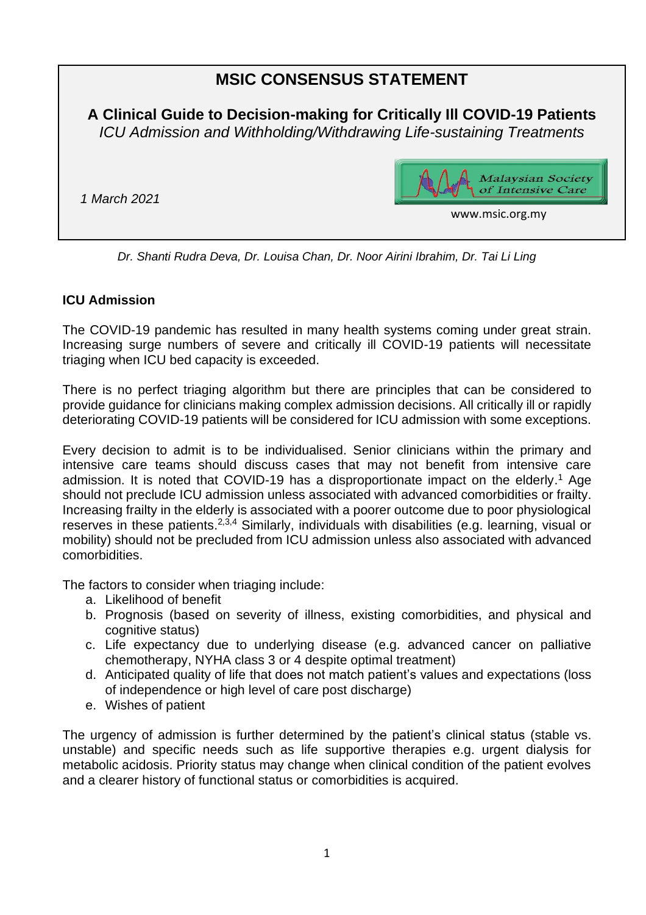# MSIC CONSENSUS STATEMENT

## A Clinical Guide to Decision-making for Critically Ill COVID-19 Patients

*ICU Admission and Withholding/Withdrawing Life-sustaining Treatments*

*1 March 2021*

Malaysian Society of Intensive Care

www.msic.org.my

*Dr. Shanti Rudra Deva, Dr. Louisa Chan, Dr. Noor Airini Ibrahim, Dr. Tai Li Ling*

### ICU Admission

The COVID-19 pandemic has resulted in many health systems coming under great strain. Increasing surge numbers of severe and critically ill COVID-19 patients will necessitate triaging when ICU bed capacity is exceeded.

There is no perfect triaging algorithm but there are principles that can be considered to provide guidance for clinicians making complex admission decisions. All critically ill or rapidly deteriorating COVID-19 patients will be considered for ICU admission with some exceptions.

Every decision to admit is to be individualised. Senior clinicians within the primary and intensive care teams should discuss cases that may not benefit from intensive care admission. It is noted that COVID-19 has a disproportionate impact on the elderly.[1] Age should not preclude ICU admission unless associated with advanced comorbidities or frailty. Increasing frailty in the elderly is associated with a poorer outcome due to poor physiological reserves in these patients.[2,3,4] Similarly, individuals with disabilities (e.g. learning, visual or mobility) should not be precluded from ICU admission unless also associated with advanced comorbidities.

The factors to consider when triaging include:

a. Likelihood of benefit
b. Prognosis (based on severity of illness, existing comorbidities, and physical and cognitive status)
c. Life expectancy due to underlying disease (e.g. advanced cancer on palliative chemotherapy, NYHA class 3 or 4 despite optimal treatment)
d. Anticipated quality of life that does not match patient's values and expectations (loss of independence or high level of care post discharge)
e. Wishes of patient

The urgency of admission is further determined by the patient's clinical status (stable vs. unstable) and specific needs such as life supportive therapies e.g. urgent dialysis for metabolic acidosis. Priority status may change when clinical condition of the patient evolves and a clearer history of functional status or comorbidities is acquired.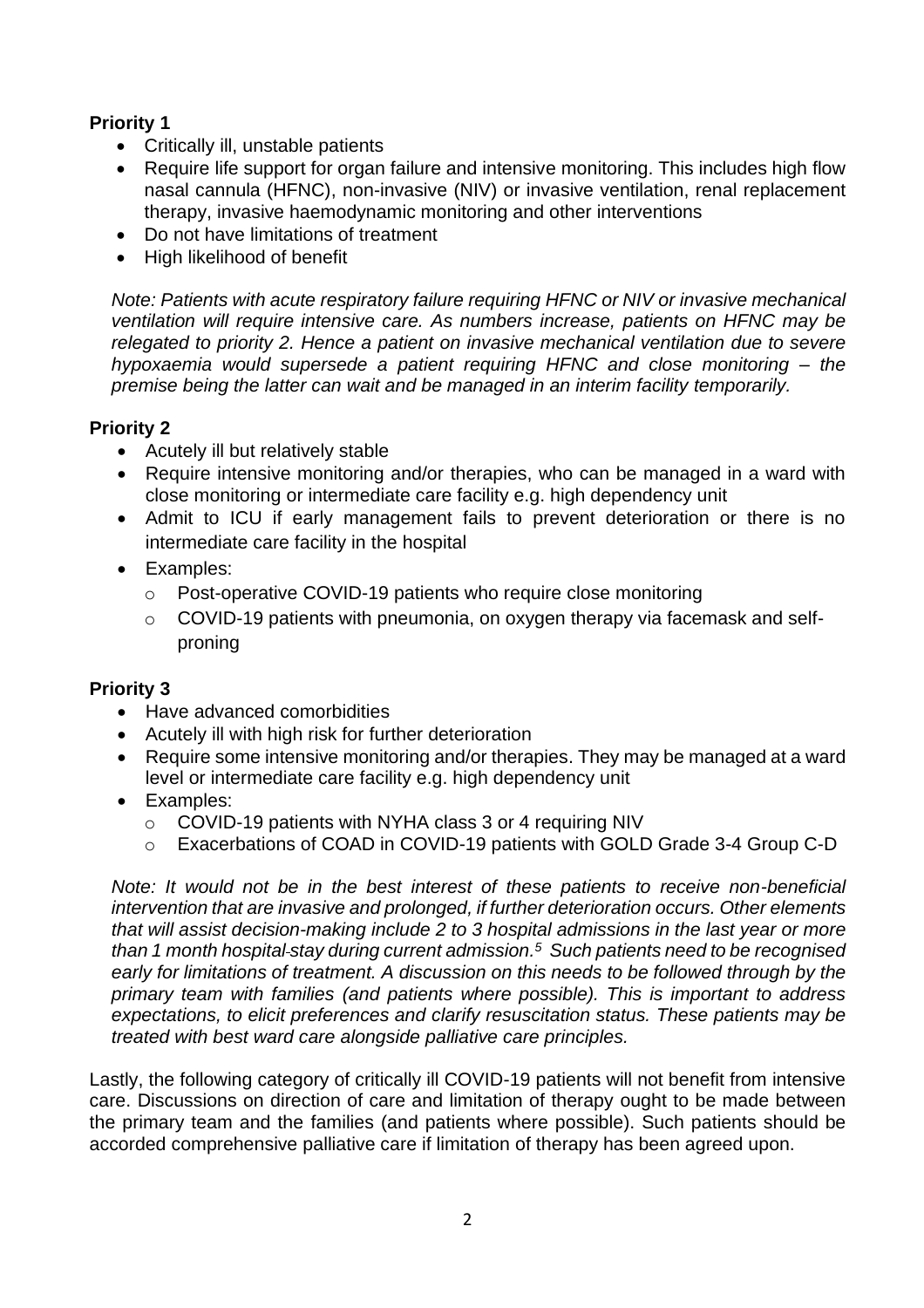**Priority 1**

- Critically ill, unstable patients
- Require life support for organ failure and intensive monitoring. This includes high flow nasal cannula (HFNC), non-invasive (NIV) or invasive ventilation, renal replacement therapy, invasive haemodynamic monitoring and other interventions
- Do not have limitations of treatment
- High likelihood of benefit

*Note: Patients with acute respiratory failure requiring HFNC or NIV or invasive mechanical ventilation will require intensive care. As numbers increase, patients on HFNC may be relegated to priority 2. Hence a patient on invasive mechanical ventilation due to severe hypoxaemia would supersede a patient requiring HFNC and close monitoring – the premise being the latter can wait and be managed in an interim facility temporarily.*

**Priority 2**

- Acutely ill but relatively stable
- Require intensive monitoring and/or therapies, who can be managed in a ward with close monitoring or intermediate care facility e.g. high dependency unit
- Admit to ICU if early management fails to prevent deterioration or there is no intermediate care facility in the hospital
- Examples:
  - Post-operative COVID-19 patients who require close monitoring
  - COVID-19 patients with pneumonia, on oxygen therapy via facemask and self-proning

**Priority 3**

- Have advanced comorbidities
- Acutely ill with high risk for further deterioration
- Require some intensive monitoring and/or therapies. They may be managed at a ward level or intermediate care facility e.g. high dependency unit
- Examples:
  - COVID-19 patients with NYHA class 3 or 4 requiring NIV
  - Exacerbations of COAD in COVID-19 patients with GOLD Grade 3-4 Group C-D

*Note: It would not be in the best interest of these patients to receive non-beneficial intervention that are invasive and prolonged, if further deterioration occurs. Other elements that will assist decision-making include 2 to 3 hospital admissions in the last year or more than 1 month hospital-stay during current admission.[5] Such patients need to be recognised early for limitations of treatment. A discussion on this needs to be followed through by the primary team with families (and patients where possible). This is important to address expectations, to elicit preferences and clarify resuscitation status. These patients may be treated with best ward care alongside palliative care principles.*

Lastly, the following category of critically ill COVID-19 patients will not benefit from intensive care. Discussions on direction of care and limitation of therapy ought to be made between the primary team and the families (and patients where possible). Such patients should be accorded comprehensive palliative care if limitation of therapy has been agreed upon.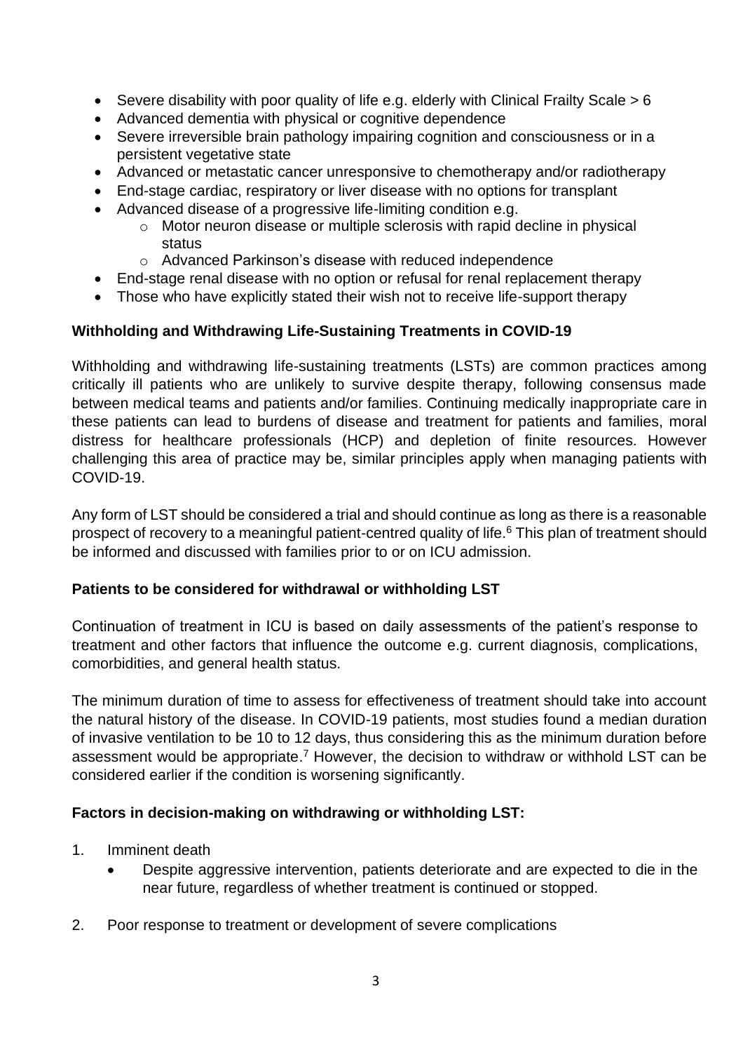- Severe disability with poor quality of life e.g. elderly with Clinical Frailty Scale > 6
- Advanced dementia with physical or cognitive dependence
- Severe irreversible brain pathology impairing cognition and consciousness or in a persistent vegetative state
- Advanced or metastatic cancer unresponsive to chemotherapy and/or radiotherapy
- End-stage cardiac, respiratory or liver disease with no options for transplant
- Advanced disease of a progressive life-limiting condition e.g.
  - Motor neuron disease or multiple sclerosis with rapid decline in physical status
  - Advanced Parkinson's disease with reduced independence
- End-stage renal disease with no option or refusal for renal replacement therapy
- Those who have explicitly stated their wish not to receive life-support therapy

**Withholding and Withdrawing Life-Sustaining Treatments in COVID-19**

Withholding and withdrawing life-sustaining treatments (LSTs) are common practices among critically ill patients who are unlikely to survive despite therapy, following consensus made between medical teams and patients and/or families. Continuing medically inappropriate care in these patients can lead to burdens of disease and treatment for patients and families, moral distress for healthcare professionals (HCP) and depletion of finite resources. However challenging this area of practice may be, similar principles apply when managing patients with COVID-19.

Any form of LST should be considered a trial and should continue as long as there is a reasonable prospect of recovery to a meaningful patient-centred quality of life.[6] This plan of treatment should be informed and discussed with families prior to or on ICU admission.

**Patients to be considered for withdrawal or withholding LST**

Continuation of treatment in ICU is based on daily assessments of the patient's response to treatment and other factors that influence the outcome e.g. current diagnosis, complications, comorbidities, and general health status.

The minimum duration of time to assess for effectiveness of treatment should take into account the natural history of the disease. In COVID-19 patients, most studies found a median duration of invasive ventilation to be 10 to 12 days, thus considering this as the minimum duration before assessment would be appropriate.[7] However, the decision to withdraw or withhold LST can be considered earlier if the condition is worsening significantly.

**Factors in decision-making on withdrawing or withholding LST:**

1. Imminent death
   - Despite aggressive intervention, patients deteriorate and are expected to die in the near future, regardless of whether treatment is continued or stopped.

2. Poor response to treatment or development of severe complications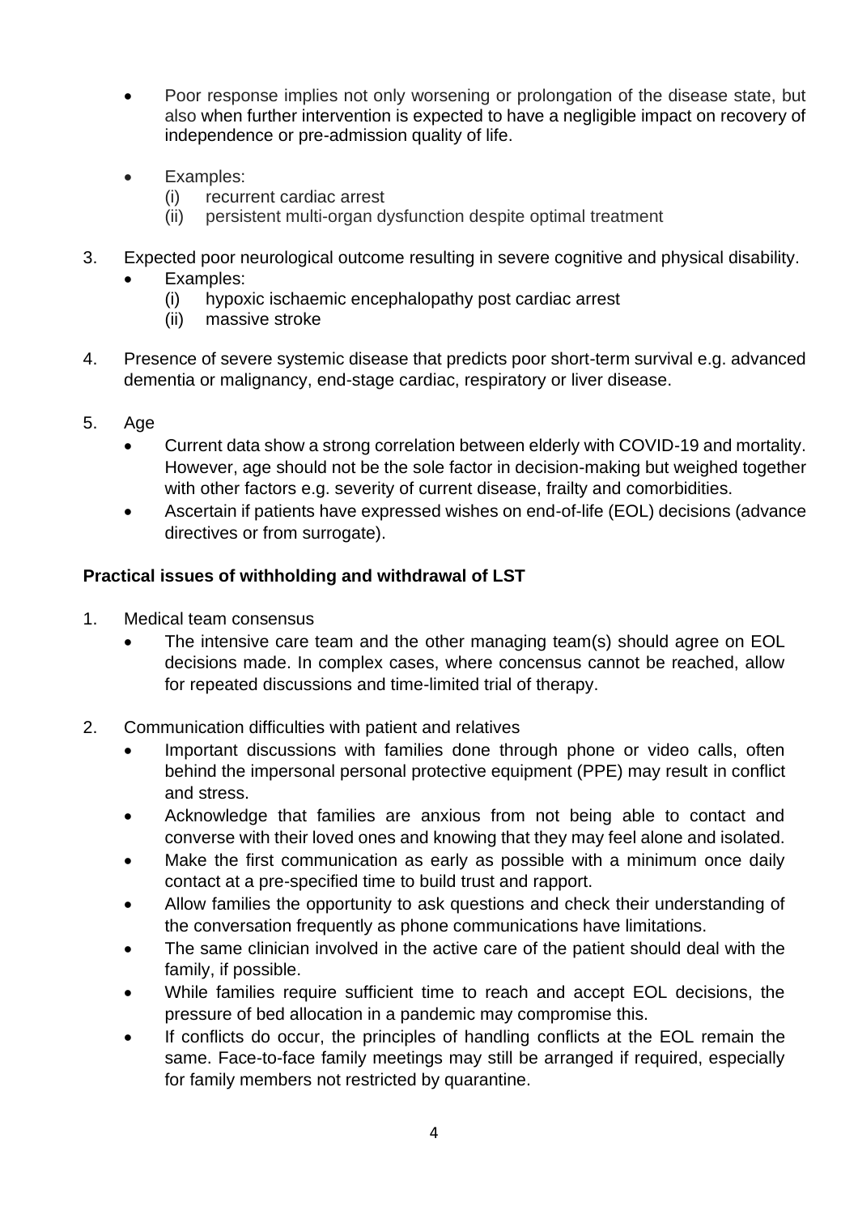- Poor response implies not only worsening or prolongation of the disease state, but also when further intervention is expected to have a negligible impact on recovery of independence or pre-admission quality of life.

- Examples:
  (i) recurrent cardiac arrest
  (ii) persistent multi-organ dysfunction despite optimal treatment

3. Expected poor neurological outcome resulting in severe cognitive and physical disability.
   - Examples:
     (i) hypoxic ischaemic encephalopathy post cardiac arrest
     (ii) massive stroke

4. Presence of severe systemic disease that predicts poor short-term survival e.g. advanced dementia or malignancy, end-stage cardiac, respiratory or liver disease.

5. Age
   - Current data show a strong correlation between elderly with COVID-19 and mortality. However, age should not be the sole factor in decision-making but weighed together with other factors e.g. severity of current disease, frailty and comorbidities.
   - Ascertain if patients have expressed wishes on end-of-life (EOL) decisions (advance directives or from surrogate).

**Practical issues of withholding and withdrawal of LST**

1. Medical team consensus
   - The intensive care team and the other managing team(s) should agree on EOL decisions made. In complex cases, where concensus cannot be reached, allow for repeated discussions and time-limited trial of therapy.

2. Communication difficulties with patient and relatives
   - Important discussions with families done through phone or video calls, often behind the impersonal personal protective equipment (PPE) may result in conflict and stress.
   - Acknowledge that families are anxious from not being able to contact and converse with their loved ones and knowing that they may feel alone and isolated.
   - Make the first communication as early as possible with a minimum once daily contact at a pre-specified time to build trust and rapport.
   - Allow families the opportunity to ask questions and check their understanding of the conversation frequently as phone communications have limitations.
   - The same clinician involved in the active care of the patient should deal with the family, if possible.
   - While families require sufficient time to reach and accept EOL decisions, the pressure of bed allocation in a pandemic may compromise this.
   - If conflicts do occur, the principles of handling conflicts at the EOL remain the same. Face-to-face family meetings may still be arranged if required, especially for family members not restricted by quarantine.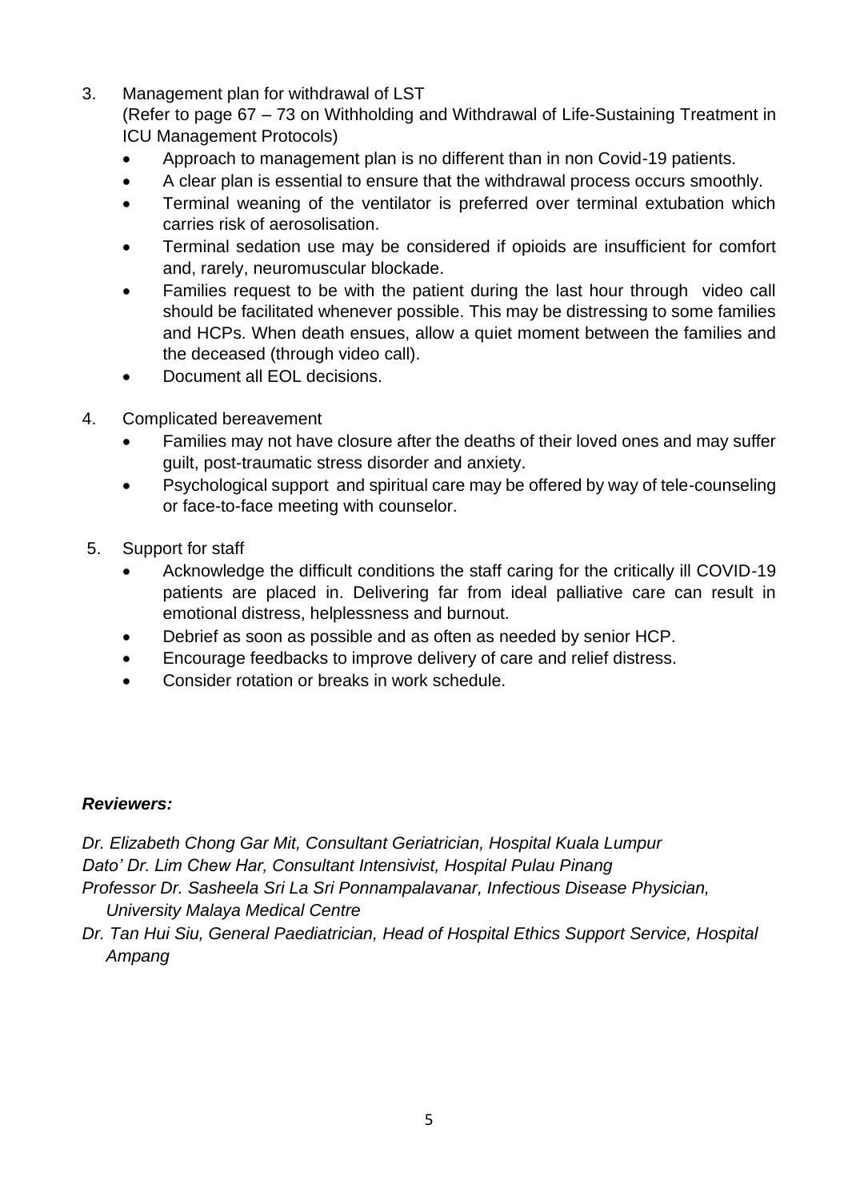3. Management plan for withdrawal of LST
   (Refer to page 67 – 73 on Withholding and Withdrawal of Life-Sustaining Treatment in ICU Management Protocols)
   - Approach to management plan is no different than in non Covid-19 patients.
   - A clear plan is essential to ensure that the withdrawal process occurs smoothly.
   - Terminal weaning of the ventilator is preferred over terminal extubation which carries risk of aerosolisation.
   - Terminal sedation use may be considered if opioids are insufficient for comfort and, rarely, neuromuscular blockade.
   - Families request to be with the patient during the last hour through video call should be facilitated whenever possible. This may be distressing to some families and HCPs. When death ensues, allow a quiet moment between the families and the deceased (through video call).
   - Document all EOL decisions.

4. Complicated bereavement
   - Families may not have closure after the deaths of their loved ones and may suffer guilt, post-traumatic stress disorder and anxiety.
   - Psychological support and spiritual care may be offered by way of tele-counseling or face-to-face meeting with counselor.

5. Support for staff
   - Acknowledge the difficult conditions the staff caring for the critically ill COVID-19 patients are placed in. Delivering far from ideal palliative care can result in emotional distress, helplessness and burnout.
   - Debrief as soon as possible and as often as needed by senior HCP.
   - Encourage feedbacks to improve delivery of care and relief distress.
   - Consider rotation or breaks in work schedule.

***Reviewers:***

*Dr. Elizabeth Chong Gar Mit, Consultant Geriatrician, Hospital Kuala Lumpur*
*Dato' Dr. Lim Chew Har, Consultant Intensivist, Hospital Pulau Pinang*
*Professor Dr. Sasheela Sri La Sri Ponnampalavanar, Infectious Disease Physician, University Malaya Medical Centre*
*Dr. Tan Hui Siu, General Paediatrician, Head of Hospital Ethics Support Service, Hospital Ampang*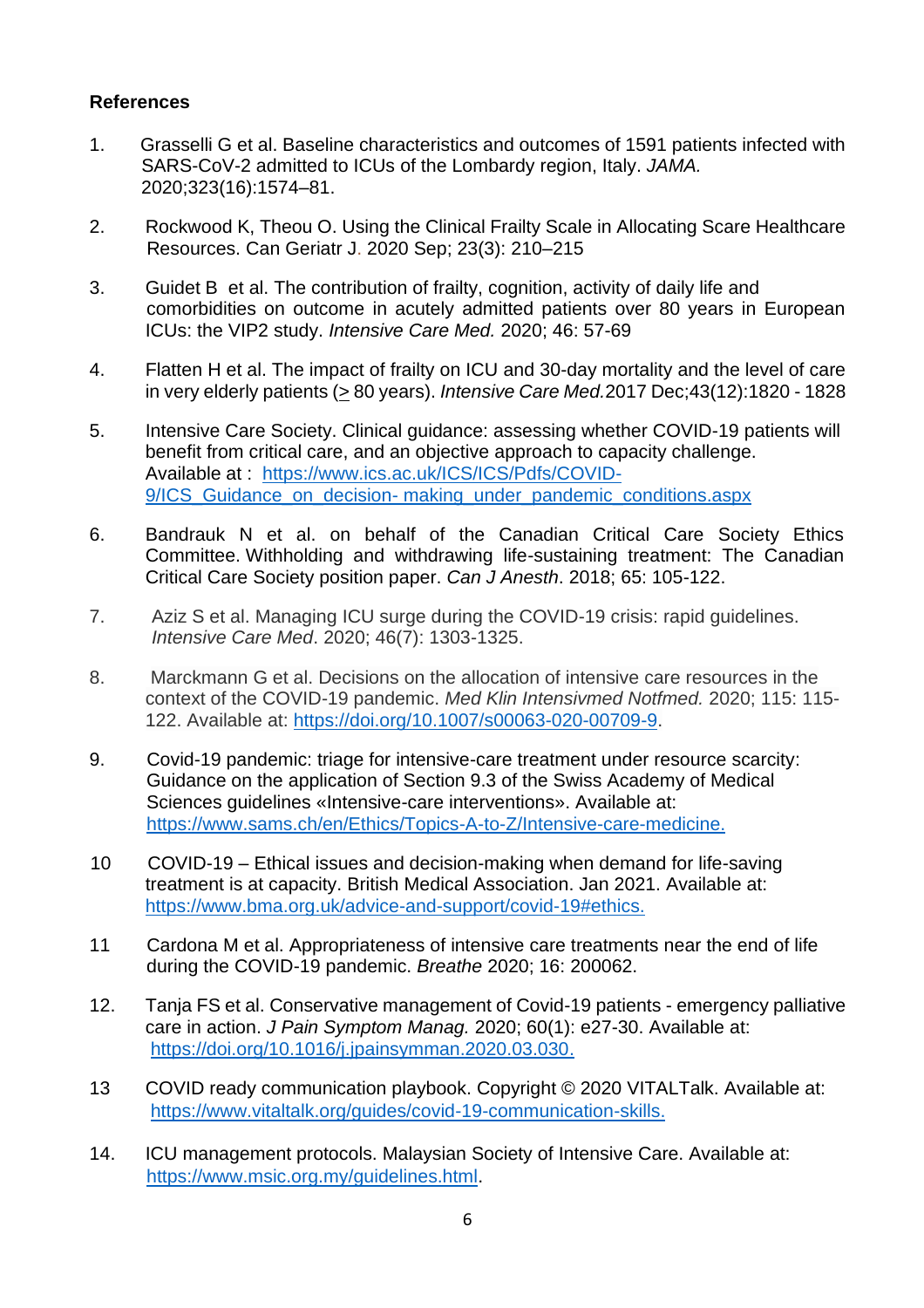**References**

1. Grasselli G et al. Baseline characteristics and outcomes of 1591 patients infected with SARS-CoV-2 admitted to ICUs of the Lombardy region, Italy. *JAMA.* 2020;323(16):1574–81.

2. Rockwood K, Theou O. Using the Clinical Frailty Scale in Allocating Scare Healthcare Resources. Can Geriatr J. 2020 Sep; 23(3): 210–215

3. Guidet B et al. The contribution of frailty, cognition, activity of daily life and comorbidities on outcome in acutely admitted patients over 80 years in European ICUs: the VIP2 study. *Intensive Care Med.* 2020; 46: 57-69

4. Flatten H et al. The impact of frailty on ICU and 30-day mortality and the level of care in very elderly patients (≥ 80 years). *Intensive Care Med.*2017 Dec;43(12):1820 - 1828

5. Intensive Care Society. Clinical guidance: assessing whether COVID-19 patients will benefit from critical care, and an objective approach to capacity challenge. Available at : https://www.ics.ac.uk/ICS/ICS/Pdfs/COVID-9/ICS_Guidance_on_decision- making_under_pandemic_conditions.aspx

6. Bandrauk N et al. on behalf of the Canadian Critical Care Society Ethics Committee. Withholding and withdrawing life-sustaining treatment: The Canadian Critical Care Society position paper. *Can J Anesth*. 2018; 65: 105-122.

7. Aziz S et al. Managing ICU surge during the COVID-19 crisis: rapid guidelines. *Intensive Care Med*. 2020; 46(7): 1303-1325.

8. Marckmann G et al. Decisions on the allocation of intensive care resources in the context of the COVID-19 pandemic. *Med Klin Intensivmed Notfmed.* 2020; 115: 115-122. Available at: https://doi.org/10.1007/s00063-020-00709-9.

9. Covid-19 pandemic: triage for intensive-care treatment under resource scarcity: Guidance on the application of Section 9.3 of the Swiss Academy of Medical Sciences guidelines «Intensive-care interventions». Available at: https://www.sams.ch/en/Ethics/Topics-A-to-Z/Intensive-care-medicine.

10. COVID-19 – Ethical issues and decision-making when demand for life-saving treatment is at capacity. British Medical Association. Jan 2021. Available at: https://www.bma.org.uk/advice-and-support/covid-19#ethics.

11. Cardona M et al. Appropriateness of intensive care treatments near the end of life during the COVID-19 pandemic. *Breathe* 2020; 16: 200062.

12. Tanja FS et al. Conservative management of Covid-19 patients - emergency palliative care in action. *J Pain Symptom Manag.* 2020; 60(1): e27-30. Available at: https://doi.org/10.1016/j.jpainsymman.2020.03.030.

13. COVID ready communication playbook. Copyright © 2020 VITALTalk. Available at: https://www.vitaltalk.org/guides/covid-19-communication-skills.

14. ICU management protocols. Malaysian Society of Intensive Care. Available at: https://www.msic.org.my/guidelines.html.